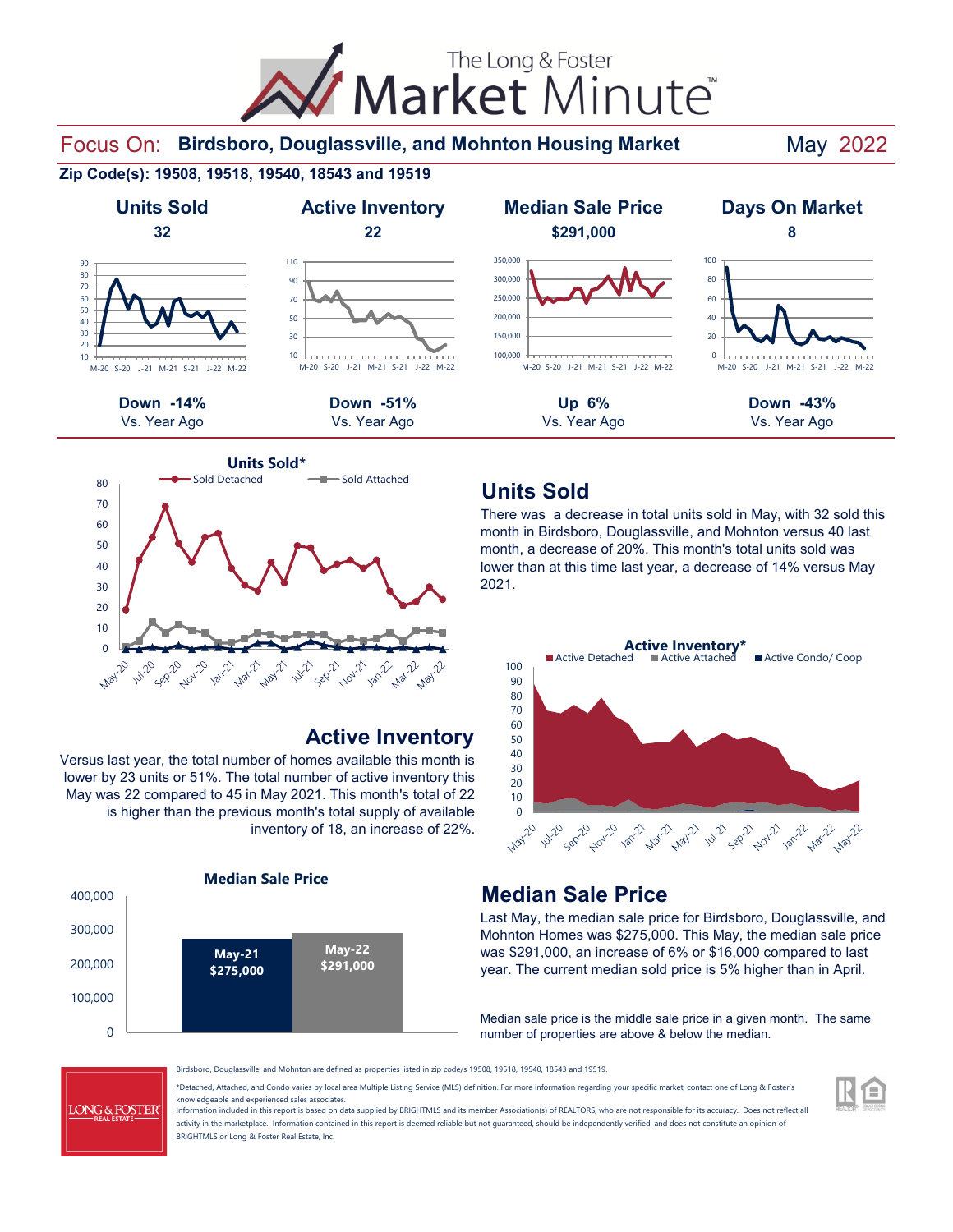# The Long & Foster Market Minute™

## Focus On: Birdsboro, Douglassville, and Mohnton Housing Market — May 2022

**Zip Code(s): 19508, 19518, 19540, 18543 and 19519**

| Units Sold | Active Inventory | Median Sale Price | Days On Market |
|---|---|---|---|
| **32** | **22** | **$291,000** | **8** |
| **Down -14%** Vs. Year Ago | **Down -51%** Vs. Year Ago | **Up 6%** Vs. Year Ago | **Down -43%** Vs. Year Ago |

**Units Sold***

Sold Detached / Sold Attached

## Units Sold

There was a decrease in total units sold in May, with 32 sold this month in Birdsboro, Douglassville, and Mohnton versus 40 last month, a decrease of 20%. This month's total units sold was lower than at this time last year, a decrease of 14% versus May 2021.

**Active Inventory***

Active Detached / Active Attached / Active Condo/ Coop

## Active Inventory

Versus last year, the total number of homes available this month is lower by 23 units or 51%. The total number of active inventory this May was 22 compared to 45 in May 2021. This month's total of 22 is higher than the previous month's total supply of available inventory of 18, an increase of 22%.

**Median Sale Price**

| May-21 | May-22 |
|---|---|
| $275,000 | $291,000 |

## Median Sale Price

Last May, the median sale price for Birdsboro, Douglassville, and Mohnton Homes was $275,000. This May, the median sale price was $291,000, an increase of 6% or $16,000 compared to last year. The current median sold price is 5% higher than in April.

Median sale price is the middle sale price in a given month. The same number of properties are above & below the median.

Birdsboro, Douglassville, and Mohnton are defined as properties listed in zip code/s 19508, 19518, 19540, 18543 and 19519.

*Detached, Attached, and Condo varies by local area Multiple Listing Service (MLS) definition. For more information regarding your specific market, contact one of Long & Foster's knowledgeable and experienced sales associates.

Information included in this report is based on data supplied by BRIGHTMLS and its member Association(s) of REALTORS, who are not responsible for its accuracy. Does not reflect all activity in the marketplace. Information contained in this report is deemed reliable but not guaranteed, should be independently verified, and does not constitute an opinion of BRIGHTMLS or Long & Foster Real Estate, Inc.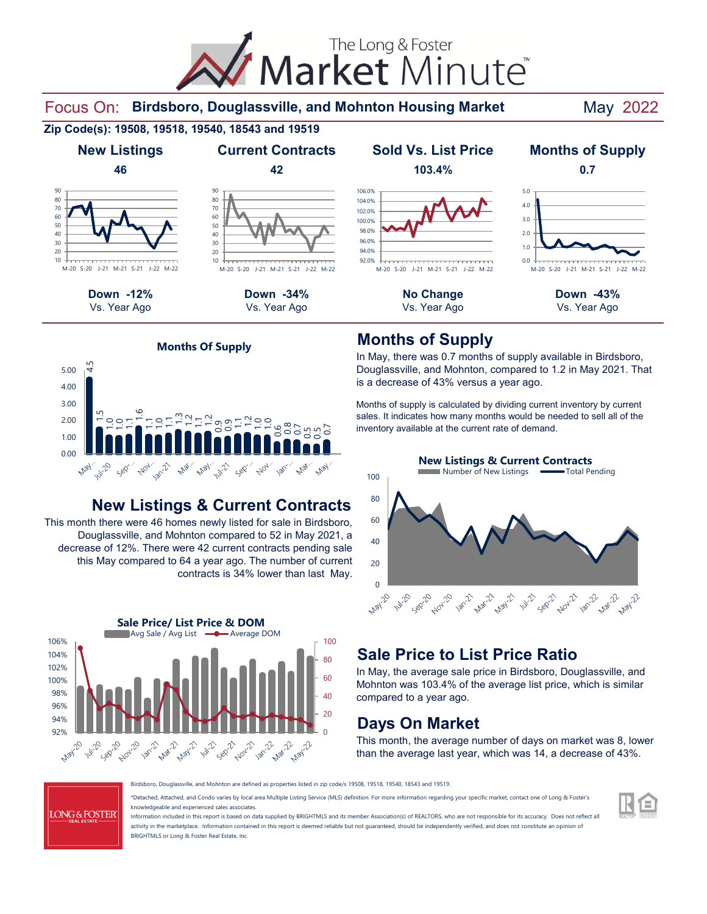# The Long & Foster Market Minute™

## Focus On: Birdsboro, Douglassville, and Mohnton Housing Market — May 2022

**Zip Code(s): 19508, 19518, 19540, 18543 and 19519**

### New Listings
**46**

90
80
70
60
50
40
30
20
10
M-20 S-20 J-21 M-21 S-21 J-22 M-22

**Down -12%**
Vs. Year Ago

### Current Contracts
**42**

90
80
70
60
50
40
30
20
10
M-20 S-20 J-21 M-21 S-21 J-22 M-22

**Down -34%**
Vs. Year Ago

### Sold Vs. List Price
**103.4%**

106.0%
104.0%
102.0%
100.0%
98.0%
96.0%
94.0%
92.0%
M-20 S-20 J-21 M-21 S-21 J-22 M-22

**No Change**
Vs. Year Ago

### Months of Supply
**0.7**

5.0
4.0
3.0
2.0
1.0
0.0
M-20 S-20 J-21 M-21 S-21 J-22 M-22

**Down -43%**
Vs. Year Ago

---

**Months Of Supply**

5.00
4.00
3.00
2.00
1.00
0.00

4.5 1.5 1.0 1.0 1.1 1.6 1.1 1.0 1.1 1.3 1.2 1.1 1.2 0.9 0.9 1.1 1.2 1.0 1.0 0.6 0.8 0.7 0.5 0.5 0.7

May... Jul-20 Sep-... Nov... Jan-21 Mar... May... Jul-21 Sep-... Nov... Jan-... Mar... May...

## Months of Supply

In May, there was 0.7 months of supply available in Birdsboro, Douglassville, and Mohnton, compared to 1.2 in May 2021. That is a decrease of 43% versus a year ago.

Months of supply is calculated by dividing current inventory by current sales. It indicates how many months would be needed to sell all of the inventory available at the current rate of demand.

## New Listings & Current Contracts

This month there were 46 homes newly listed for sale in Birdsboro, Douglassville, and Mohnton compared to 52 in May 2021, a decrease of 12%. There were 42 current contracts pending sale this May compared to 64 a year ago. The number of current contracts is 34% lower than last May.

**New Listings & Current Contracts**

Number of New Listings — Total Pending

100
80
60
40
20
0

May-20 Jul-20 Sep-20 Nov-20 Jan-21 Mar-21 May-21 Jul-21 Sep-21 Nov-21 Jan-22 Mar-22 May-22

**Sale Price/ List Price & DOM**

Avg Sale / Avg List — Average DOM

106%
104%
102%
100%
98%
96%
94%
92%

100
80
60
40
20
0

May-20 Jul-20 Sep-20 Nov-20 Jan-21 Mar-21 May-21 Jul-21 Sep-21 Nov-21 Jan-22 Mar-22 May-22

## Sale Price to List Price Ratio

In May, the average sale price in Birdsboro, Douglassville, and Mohnton was 103.4% of the average list price, which is similar compared to a year ago.

## Days On Market

This month, the average number of days on market was 8, lower than the average last year, which was 14, a decrease of 43%.

---

Birdsboro, Douglassville, and Mohnton are defined as properties listed in zip code/s 19508, 19518, 19540, 18543 and 19519.

*Detached, Attached, and Condo varies by local area Multiple Listing Service (MLS) definition. For more information regarding your specific market, contact one of Long & Foster's knowledgeable and experienced sales associates.

Information included in this report is based on data supplied by BRIGHTMLS and its member Association(s) of REALTORS, who are not responsible for its accuracy. Does not reflect all activity in the marketplace. Information contained in this report is deemed reliable but not guaranteed, should be independently verified, and does not constitute an opinion of BRIGHTMLS or Long & Foster Real Estate, Inc.

LONG & FOSTER REAL ESTATE